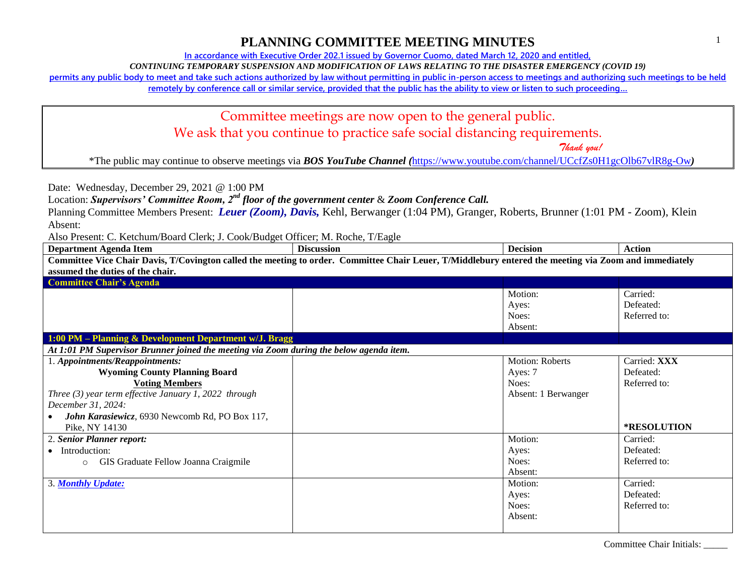# PLANNING COMMITTEE MEETING MINUTES

**In accordance with Executive Order 202.1 issued by Governor Cuomo, dated March 12, 2020 and entitled,**

***CONTINUING TEMPORARY SUSPENSION AND MODIFICATION OF LAWS RELATING TO THE DISASTER EMERGENCY (COVID 19)***

**permits any public body to meet and take such actions authorized by law without permitting in public in-person access to meetings and authorizing such meetings to be held remotely by conference call or similar service, provided that the public has the ability to view or listen to such proceeding…**

> Committee meetings are now open to the general public.
> We ask that you continue to practice safe social distancing requirements.
> *Thank you!*
>
> *The public may continue to observe meetings via ***BOS YouTube Channel (***https://www.youtube.com/channel/UCcfZs0H1gcOlb67vlR8g-Ow***)***

Date: Wednesday, December 29, 2021 @ 1:00 PM

Location: ***Supervisors' Committee Room, 2nd floor of the government center*** & ***Zoom Conference Call.***

Planning Committee Members Present: ***Leuer (Zoom), Davis,*** Kehl, Berwanger (1:04 PM), Granger, Roberts, Brunner (1:01 PM - Zoom), Klein

Absent:

Also Present: C. Ketchum/Board Clerk; J. Cook/Budget Officer; M. Roche, T/Eagle

| Department Agenda Item | Discussion | Decision | Action |
|---|---|---|---|
| **Committee Vice Chair Davis, T/Covington called the meeting to order. Committee Chair Leuer, T/Middlebury entered the meeting via Zoom and immediately assumed the duties of the chair.** | | | |
| **Committee Chair's Agenda** | | | |
| | | Motion:<br>Ayes:<br>Noes:<br>Absent: | Carried:<br>Defeated:<br>Referred to: |
| **1:00 PM – Planning & Development Department w/J. Bragg** | | | |
| ***At 1:01 PM Supervisor Brunner joined the meeting via Zoom during the below agenda item.*** | | | |
| 1. ***Appointments/Reappointments:***<br>**Wyoming County Planning Board**<br>**Voting Members**<br>*Three (3) year term effective January 1, 2022 through December 31, 2024:*<br>• ***John Karasiewicz***, 6930 Newcomb Rd, PO Box 117, Pike, NY 14130 | | Motion: Roberts<br>Ayes: 7<br>Noes:<br>Absent: 1 Berwanger | Carried: **XXX**<br>Defeated:<br>Referred to:<br><br>**\*RESOLUTION** |
| 2. ***Senior Planner report:***<br>• Introduction:<br>○ GIS Graduate Fellow Joanna Craigmile | | Motion:<br>Ayes:<br>Noes:<br>Absent: | Carried:<br>Defeated:<br>Referred to: |
| 3. ***Monthly Update:*** | | Motion:<br>Ayes:<br>Noes:<br>Absent: | Carried:<br>Defeated:<br>Referred to: |

Committee Chair Initials: _____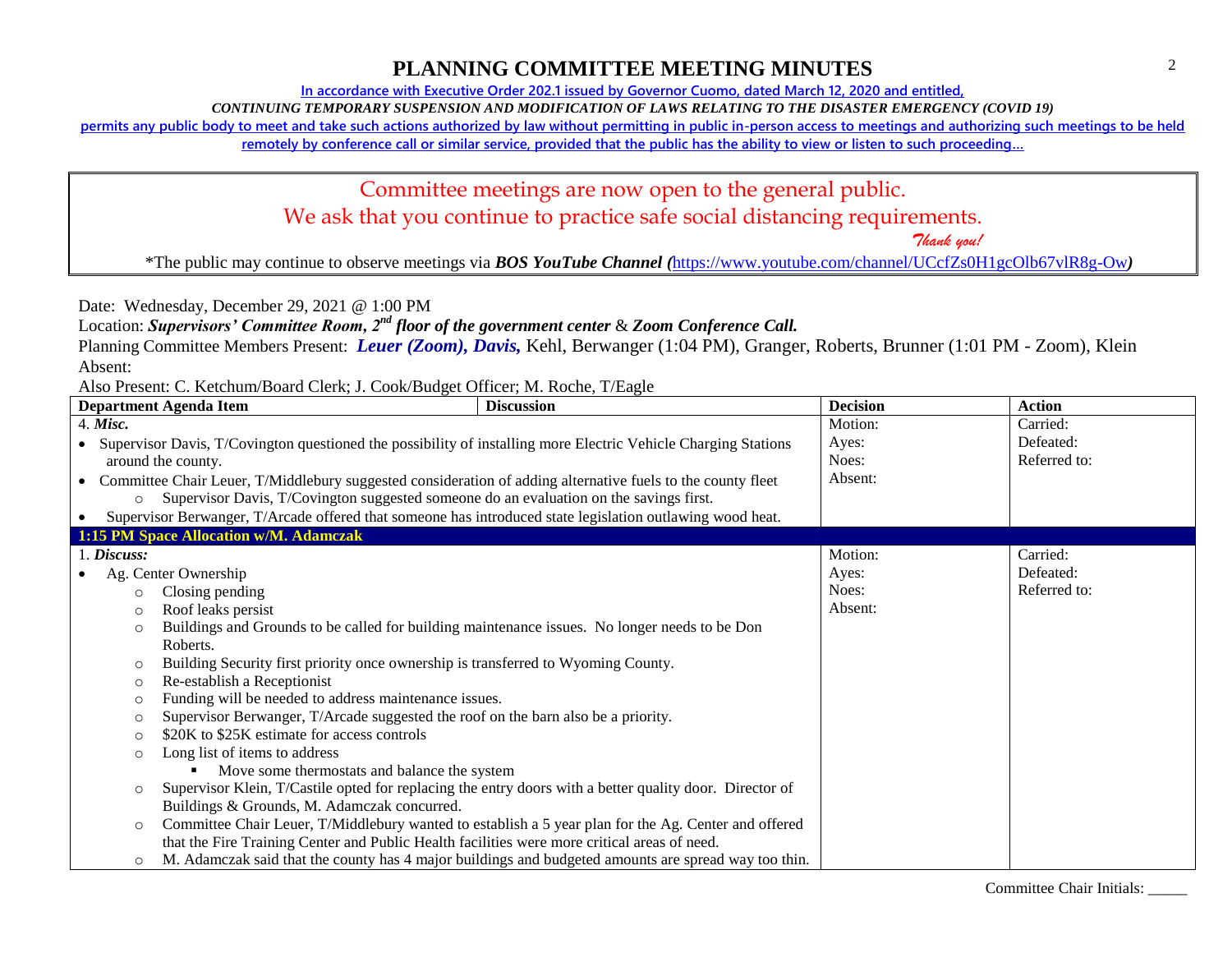# PLANNING COMMITTEE MEETING MINUTES

**In accordance with Executive Order 202.1 issued by Governor Cuomo, dated March 12, 2020 and entitled,**

***CONTINUING TEMPORARY SUSPENSION AND MODIFICATION OF LAWS RELATING TO THE DISASTER EMERGENCY (COVID 19)***

**permits any public body to meet and take such actions authorized by law without permitting in public in-person access to meetings and authorizing such meetings to be held remotely by conference call or similar service, provided that the public has the ability to view or listen to such proceeding…**

> Committee meetings are now open to the general public.
> We ask that you continue to practice safe social distancing requirements.
> *Thank you!*
>
> *The public may continue to observe meetings via ***BOS YouTube Channel (***https://www.youtube.com/channel/UCcfZs0H1gcOlb67vlR8g-Ow***)***

Date: Wednesday, December 29, 2021 @ 1:00 PM

Location: ***Supervisors' Committee Room, 2nd floor of the government center*** & ***Zoom Conference Call.***

Planning Committee Members Present: ***Leuer (Zoom), Davis,*** Kehl, Berwanger (1:04 PM), Granger, Roberts, Brunner (1:01 PM - Zoom), Klein

Absent:

Also Present: C. Ketchum/Board Clerk; J. Cook/Budget Officer; M. Roche, T/Eagle

| Department Agenda Item | Discussion | Decision | Action |
|---|---|---|---|
| 4. ***Misc.***<br>• Supervisor Davis, T/Covington questioned the possibility of installing more Electric Vehicle Charging Stations around the county.<br>• Committee Chair Leuer, T/Middlebury suggested consideration of adding alternative fuels to the county fleet<br>  ○ Supervisor Davis, T/Covington suggested someone do an evaluation on the savings first.<br>• Supervisor Berwanger, T/Arcade offered that someone has introduced state legislation outlawing wood heat. | | Motion:<br>Ayes:<br>Noes:<br>Absent: | Carried:<br>Defeated:<br>Referred to: |
| **1:15 PM Space Allocation w/M. Adamczak** | | | |
| 1. ***Discuss:***<br>• Ag. Center Ownership<br>  ○ Closing pending<br>  ○ Roof leaks persist<br>  ○ Buildings and Grounds to be called for building maintenance issues. No longer needs to be Don Roberts.<br>  ○ Building Security first priority once ownership is transferred to Wyoming County.<br>  ○ Re-establish a Receptionist<br>  ○ Funding will be needed to address maintenance issues.<br>  ○ Supervisor Berwanger, T/Arcade suggested the roof on the barn also be a priority.<br>  ○ $20K to $25K estimate for access controls<br>  ○ Long list of items to address<br>    ▪ Move some thermostats and balance the system<br>  ○ Supervisor Klein, T/Castile opted for replacing the entry doors with a better quality door. Director of Buildings & Grounds, M. Adamczak concurred.<br>  ○ Committee Chair Leuer, T/Middlebury wanted to establish a 5 year plan for the Ag. Center and offered that the Fire Training Center and Public Health facilities were more critical areas of need.<br>  ○ M. Adamczak said that the county has 4 major buildings and budgeted amounts are spread way too thin. | | Motion:<br>Ayes:<br>Noes:<br>Absent: | Carried:<br>Defeated:<br>Referred to: |

Committee Chair Initials: _____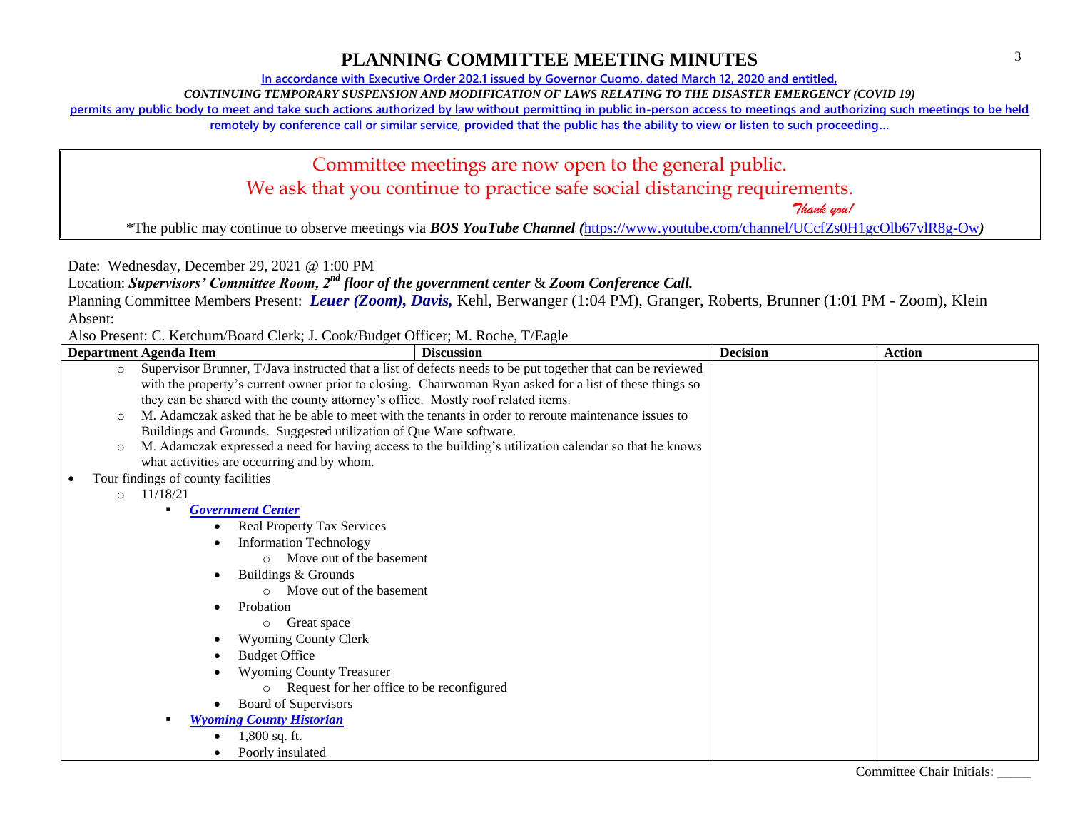# PLANNING COMMITTEE MEETING MINUTES

In accordance with Executive Order 202.1 issued by Governor Cuomo, dated March 12, 2020 and entitled,

*CONTINUING TEMPORARY SUSPENSION AND MODIFICATION OF LAWS RELATING TO THE DISASTER EMERGENCY (COVID 19)*

permits any public body to meet and take such actions authorized by law without permitting in public in-person access to meetings and authorizing such meetings to be held remotely by conference call or similar service, provided that the public has the ability to view or listen to such proceeding…

Committee meetings are now open to the general public.
We ask that you continue to practice safe social distancing requirements.
*Thank you!*

*The public may continue to observe meetings via ***BOS YouTube Channel (***https://www.youtube.com/channel/UCcfZs0H1gcOlb67vlR8g-Ow***)***

Date: Wednesday, December 29, 2021 @ 1:00 PM

Location: ***Supervisors' Committee Room, 2nd floor of the government center*** & ***Zoom Conference Call.***

Planning Committee Members Present: ***Leuer (Zoom), Davis,*** Kehl, Berwanger (1:04 PM), Granger, Roberts, Brunner (1:01 PM - Zoom), Klein

Absent:

Also Present: C. Ketchum/Board Clerk; J. Cook/Budget Officer; M. Roche, T/Eagle

| Department Agenda Item | Discussion | Decision | Action |
|---|---|---|---|
| ○ Supervisor Brunner, T/Java instructed that a list of defects needs to be put together that can be reviewed with the property's current owner prior to closing. Chairwoman Ryan asked for a list of these things so they can be shared with the county attorney's office. Mostly roof related items.<br>○ M. Adamczak asked that he be able to meet with the tenants in order to reroute maintenance issues to Buildings and Grounds. Suggested utilization of Que Ware software.<br>○ M. Adamczak expressed a need for having access to the building's utilization calendar so that he knows what activities are occurring and by whom.<br>• Tour findings of county facilities<br>○ 11/18/21<br>▪ ***Government Center***<br>• Real Property Tax Services<br>• Information Technology<br>○ Move out of the basement<br>• Buildings & Grounds<br>○ Move out of the basement<br>• Probation<br>○ Great space<br>• Wyoming County Clerk<br>• Budget Office<br>• Wyoming County Treasurer<br>○ Request for her office to be reconfigured<br>• Board of Supervisors<br>▪ ***Wyoming County Historian***<br>• 1,800 sq. ft.<br>• Poorly insulated | | | |

Committee Chair Initials: _____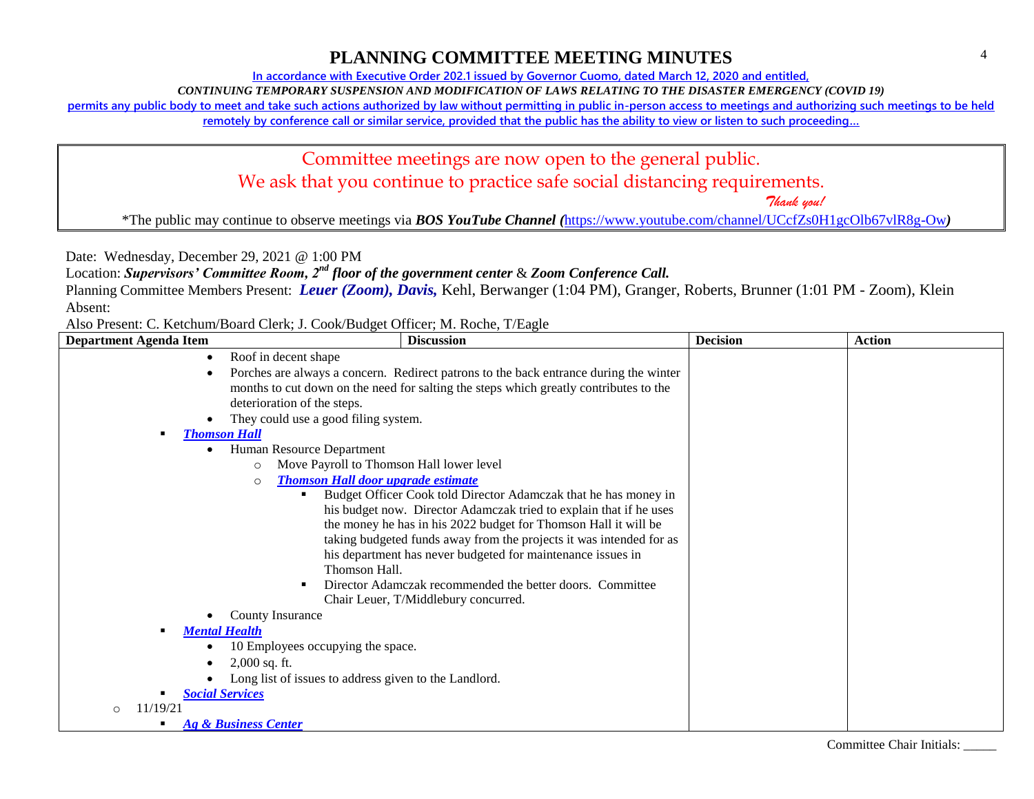# PLANNING COMMITTEE MEETING MINUTES

In accordance with Executive Order 202.1 issued by Governor Cuomo, dated March 12, 2020 and entitled,

*CONTINUING TEMPORARY SUSPENSION AND MODIFICATION OF LAWS RELATING TO THE DISASTER EMERGENCY (COVID 19)*

permits any public body to meet and take such actions authorized by law without permitting in public in-person access to meetings and authorizing such meetings to be held remotely by conference call or similar service, provided that the public has the ability to view or listen to such proceeding…

> Committee meetings are now open to the general public.
> We ask that you continue to practice safe social distancing requirements.
> *Thank you!*
>
> *The public may continue to observe meetings via ***BOS YouTube Channel*** *(*https://www.youtube.com/channel/UCcfZs0H1gcOlb67vlR8g-Ow*)*

Date: Wednesday, December 29, 2021 @ 1:00 PM

Location: ***Supervisors' Committee Room, 2nd floor of the government center*** & ***Zoom Conference Call.***

Planning Committee Members Present: ***Leuer (Zoom), Davis,*** Kehl, Berwanger (1:04 PM), Granger, Roberts, Brunner (1:01 PM - Zoom), Klein

Absent:

Also Present: C. Ketchum/Board Clerk; J. Cook/Budget Officer; M. Roche, T/Eagle

| Department Agenda Item | Discussion | Decision | Action |
|---|---|---|---|
| • Roof in decent shape<br>• Porches are always a concern. Redirect patrons to the back entrance during the winter months to cut down on the need for salting the steps which greatly contributes to the deterioration of the steps.<br>• They could use a good filing system.<br>▪ ***Thomson Hall***<br>• Human Resource Department<br>○ Move Payroll to Thomson Hall lower level<br>○ ***Thomson Hall door upgrade estimate***<br>▪ Budget Officer Cook told Director Adamczak that he has money in his budget now. Director Adamczak tried to explain that if he uses the money he has in his 2022 budget for Thomson Hall it will be taking budgeted funds away from the projects it was intended for as his department has never budgeted for maintenance issues in Thomson Hall.<br>▪ Director Adamczak recommended the better doors. Committee Chair Leuer, T/Middlebury concurred.<br>• County Insurance<br>▪ ***Mental Health***<br>• 10 Employees occupying the space.<br>• 2,000 sq. ft.<br>• Long list of issues to address given to the Landlord.<br>▪ ***Social Services***<br>○ 11/19/21<br>▪ ***Ag & Business Center*** | | | |

Committee Chair Initials: _____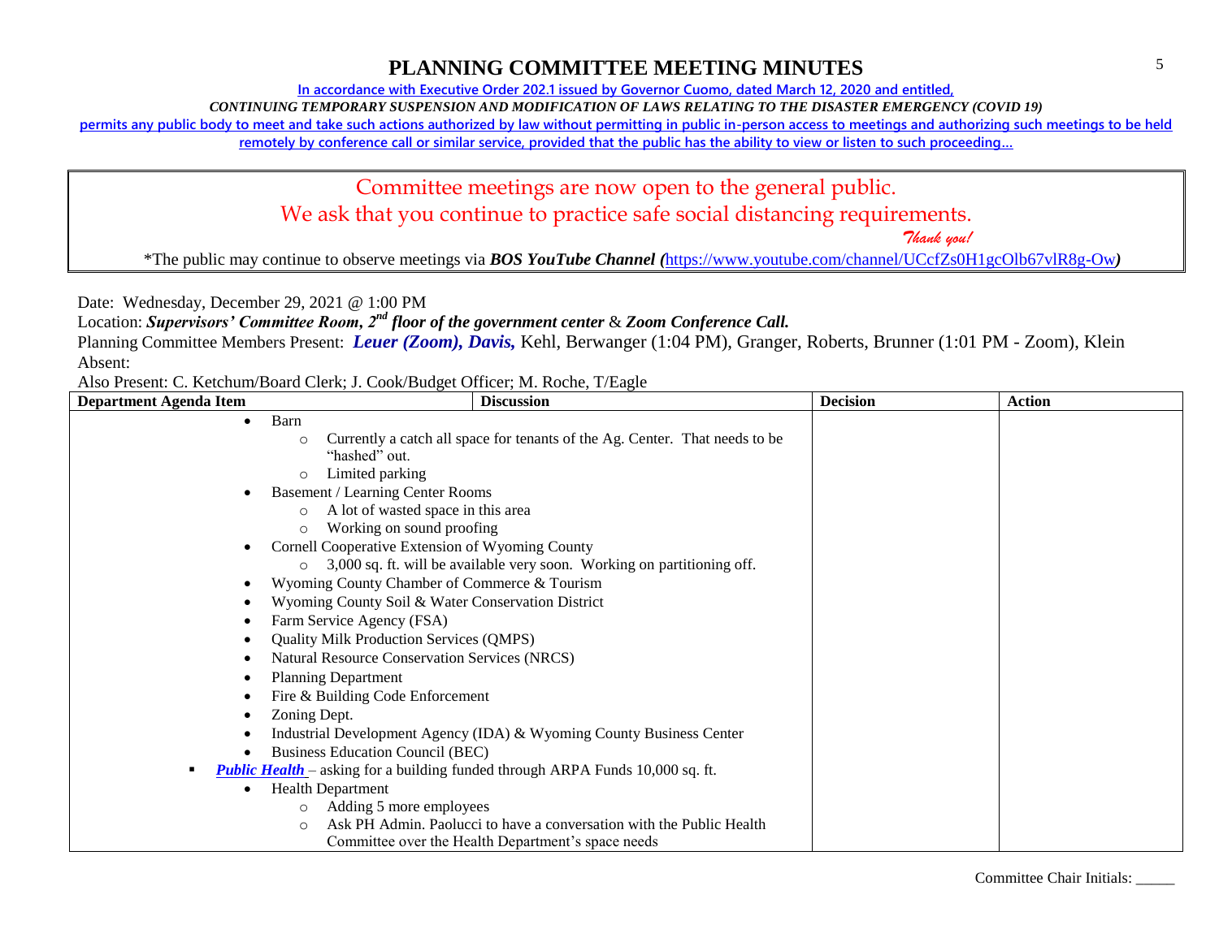# PLANNING COMMITTEE MEETING MINUTES

**In accordance with Executive Order 202.1 issued by Governor Cuomo, dated March 12, 2020 and entitled,**

***CONTINUING TEMPORARY SUSPENSION AND MODIFICATION OF LAWS RELATING TO THE DISASTER EMERGENCY (COVID 19)***

**permits any public body to meet and take such actions authorized by law without permitting in public in-person access to meetings and authorizing such meetings to be held remotely by conference call or similar service, provided that the public has the ability to view or listen to such proceeding…**

> Committee meetings are now open to the general public.
> We ask that you continue to practice safe social distancing requirements.
> *Thank you!*
>
> *The public may continue to observe meetings via ***BOS YouTube Channel (***https://www.youtube.com/channel/UCcfZs0H1gcOlb67vlR8g-Ow***)***

Date: Wednesday, December 29, 2021 @ 1:00 PM

Location: ***Supervisors' Committee Room, 2nd floor of the government center*** & ***Zoom Conference Call.***

Planning Committee Members Present: ***Leuer (Zoom), Davis,*** Kehl, Berwanger (1:04 PM), Granger, Roberts, Brunner (1:01 PM - Zoom), Klein

Absent:

Also Present: C. Ketchum/Board Clerk; J. Cook/Budget Officer; M. Roche, T/Eagle

| Department Agenda Item | Discussion | Decision | Action |
|---|---|---|---|
| • Barn<br>  ○ Currently a catch all space for tenants of the Ag. Center. That needs to be "hashed" out.<br>  ○ Limited parking<br>• Basement / Learning Center Rooms<br>  ○ A lot of wasted space in this area<br>  ○ Working on sound proofing<br>• Cornell Cooperative Extension of Wyoming County<br>  ○ 3,000 sq. ft. will be available very soon. Working on partitioning off.<br>• Wyoming County Chamber of Commerce & Tourism<br>• Wyoming County Soil & Water Conservation District<br>• Farm Service Agency (FSA)<br>• Quality Milk Production Services (QMPS)<br>• Natural Resource Conservation Services (NRCS)<br>• Planning Department<br>• Fire & Building Code Enforcement<br>• Zoning Dept.<br>• Industrial Development Agency (IDA) & Wyoming County Business Center<br>• Business Education Council (BEC)<br>▪ ***Public Health*** – asking for a building funded through ARPA Funds 10,000 sq. ft.<br>• Health Department<br>  ○ Adding 5 more employees<br>  ○ Ask PH Admin. Paolucci to have a conversation with the Public Health Committee over the Health Department's space needs | | | |

Committee Chair Initials: _____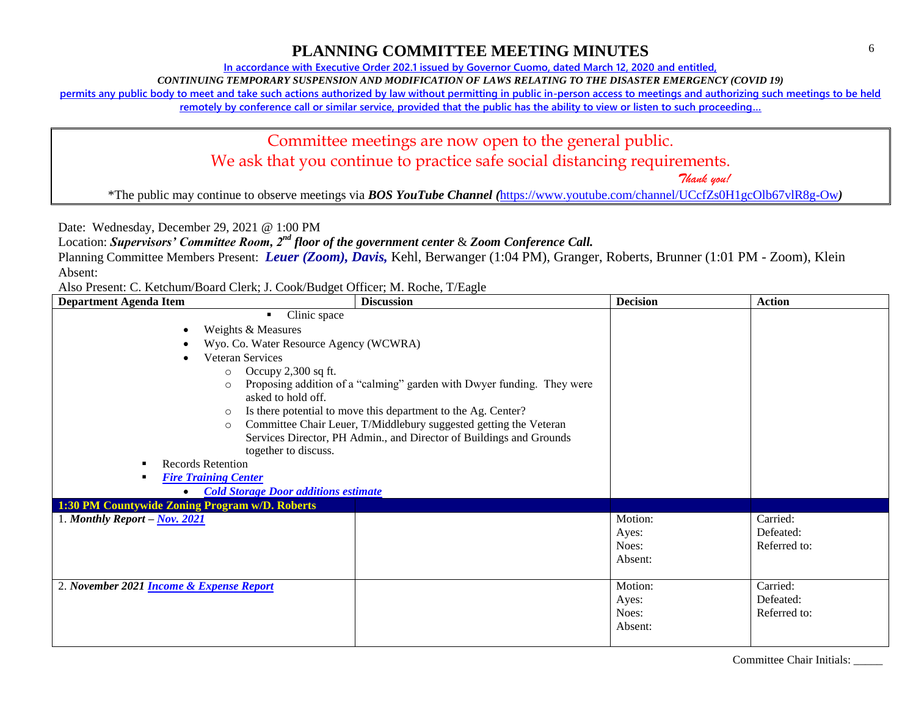# PLANNING COMMITTEE MEETING MINUTES

**In accordance with Executive Order 202.1 issued by Governor Cuomo, dated March 12, 2020 and entitled,**

***CONTINUING TEMPORARY SUSPENSION AND MODIFICATION OF LAWS RELATING TO THE DISASTER EMERGENCY (COVID 19)***

**permits any public body to meet and take such actions authorized by law without permitting in public in-person access to meetings and authorizing such meetings to be held remotely by conference call or similar service, provided that the public has the ability to view or listen to such proceeding…**

> Committee meetings are now open to the general public.
> We ask that you continue to practice safe social distancing requirements.
> *Thank you!*
>
> *The public may continue to observe meetings via ***BOS YouTube Channel (***https://www.youtube.com/channel/UCcfZs0H1gcOlb67vlR8g-Ow***)***

Date: Wednesday, December 29, 2021 @ 1:00 PM

Location: ***Supervisors' Committee Room, 2nd floor of the government center*** & ***Zoom Conference Call.***

Planning Committee Members Present: ***Leuer (Zoom), Davis,*** Kehl, Berwanger (1:04 PM), Granger, Roberts, Brunner (1:01 PM - Zoom), Klein

Absent:

Also Present: C. Ketchum/Board Clerk; J. Cook/Budget Officer; M. Roche, T/Eagle

| Department Agenda Item | Discussion | Decision | Action |
|---|---|---|---|
| ▪ Clinic space<br>• Weights & Measures<br>• Wyo. Co. Water Resource Agency (WCWRA)<br>• Veteran Services<br>○ Occupy 2,300 sq ft.<br>○ Proposing addition of a "calming" garden with Dwyer funding. They were asked to hold off.<br>○ Is there potential to move this department to the Ag. Center?<br>○ Committee Chair Leuer, T/Middlebury suggested getting the Veteran Services Director, PH Admin., and Director of Buildings and Grounds together to discuss.<br>▪ Records Retention<br>▪ ***Fire Training Center***<br>• ***Cold Storage Door additions estimate*** | | | |
| **1:30 PM Countywide Zoning Program w/D. Roberts** | | | |
| 1. ***Monthly Report – Nov. 2021*** | | Motion:<br>Ayes:<br>Noes:<br>Absent: | Carried:<br>Defeated:<br>Referred to: |
| 2. ***November 2021 Income & Expense Report*** | | Motion:<br>Ayes:<br>Noes:<br>Absent: | Carried:<br>Defeated:<br>Referred to: |

Committee Chair Initials: _____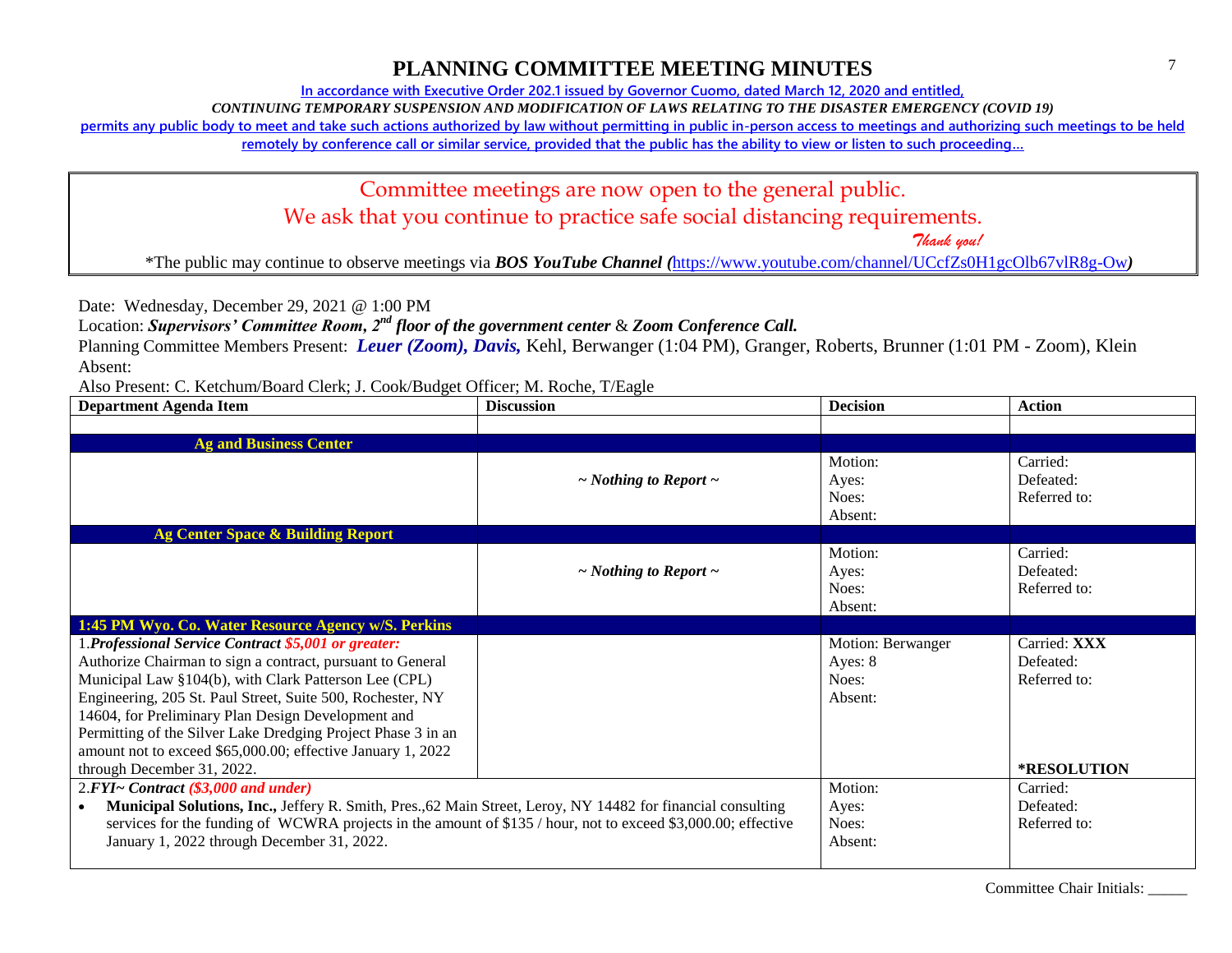# PLANNING COMMITTEE MEETING MINUTES

**In accordance with Executive Order 202.1 issued by Governor Cuomo, dated March 12, 2020 and entitled,**

***CONTINUING TEMPORARY SUSPENSION AND MODIFICATION OF LAWS RELATING TO THE DISASTER EMERGENCY (COVID 19)***

**permits any public body to meet and take such actions authorized by law without permitting in public in-person access to meetings and authorizing such meetings to be held remotely by conference call or similar service, provided that the public has the ability to view or listen to such proceeding…**

Committee meetings are now open to the general public.
We ask that you continue to practice safe social distancing requirements.
*Thank you!*

*The public may continue to observe meetings via ***BOS YouTube Channel (***https://www.youtube.com/channel/UCcfZs0H1gcOlb67vlR8g-Ow***)***

Date: Wednesday, December 29, 2021 @ 1:00 PM

Location: ***Supervisors' Committee Room, 2nd floor of the government center*** & ***Zoom Conference Call.***

Planning Committee Members Present: ***Leuer (Zoom), Davis,*** Kehl, Berwanger (1:04 PM), Granger, Roberts, Brunner (1:01 PM - Zoom), Klein

Absent:

Also Present: C. Ketchum/Board Clerk; J. Cook/Budget Officer; M. Roche, T/Eagle

| Department Agenda Item | Discussion | Decision | Action |
|---|---|---|---|
| | | | |
| **Ag and Business Center** | | | |
| | *~ Nothing to Report ~* | Motion:<br>Ayes:<br>Noes:<br>Absent: | Carried:<br>Defeated:<br>Referred to: |
| **Ag Center Space & Building Report** | | | |
| | *~ Nothing to Report ~* | Motion:<br>Ayes:<br>Noes:<br>Absent: | Carried:<br>Defeated:<br>Referred to: |
| **1:45 PM Wyo. Co. Water Resource Agency w/S. Perkins** | | | |
| 1.***Professional Service Contract $5,001 or greater:***<br>Authorize Chairman to sign a contract, pursuant to General Municipal Law §104(b), with Clark Patterson Lee (CPL) Engineering, 205 St. Paul Street, Suite 500, Rochester, NY 14604, for Preliminary Plan Design Development and Permitting of the Silver Lake Dredging Project Phase 3 in an amount not to exceed $65,000.00; effective January 1, 2022 through December 31, 2022. | | Motion: Berwanger<br>Ayes: 8<br>Noes:<br>Absent: | Carried: **XXX**<br>Defeated:<br>Referred to:<br><br>**\*RESOLUTION** |
| 2.***FYI~ Contract ($3,000 and under)***<br>• **Municipal Solutions, Inc.,** Jeffery R. Smith, Pres.,62 Main Street, Leroy, NY 14482 for financial consulting services for the funding of WCWRA projects in the amount of $135 / hour, not to exceed $3,000.00; effective January 1, 2022 through December 31, 2022. | | Motion:<br>Ayes:<br>Noes:<br>Absent: | Carried:<br>Defeated:<br>Referred to: |

Committee Chair Initials: _____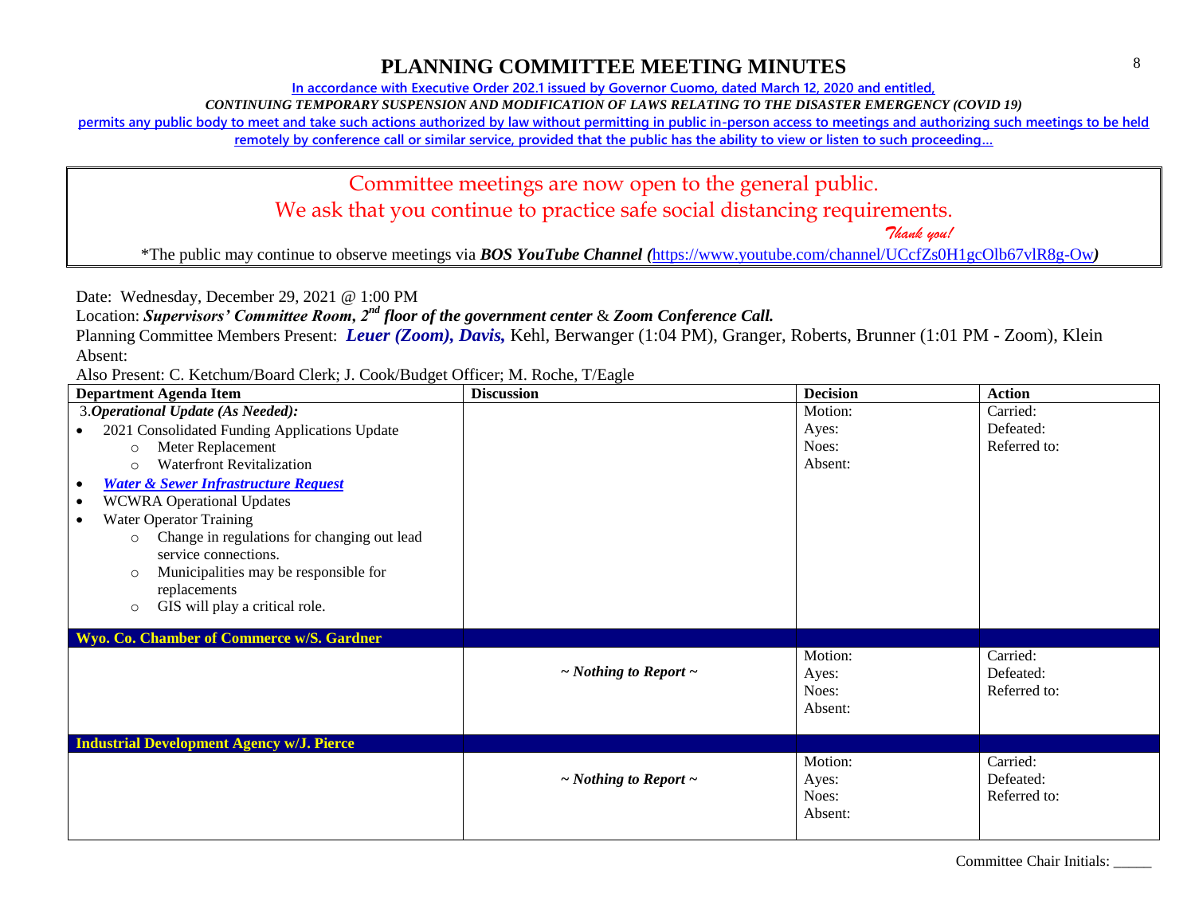# PLANNING COMMITTEE MEETING MINUTES

**In accordance with Executive Order 202.1 issued by Governor Cuomo, dated March 12, 2020 and entitled,**

***CONTINUING TEMPORARY SUSPENSION AND MODIFICATION OF LAWS RELATING TO THE DISASTER EMERGENCY (COVID 19)***

**permits any public body to meet and take such actions authorized by law without permitting in public in-person access to meetings and authorizing such meetings to be held remotely by conference call or similar service, provided that the public has the ability to view or listen to such proceeding…**

> Committee meetings are now open to the general public.
> We ask that you continue to practice safe social distancing requirements.
> *Thank you!*
>
> *The public may continue to observe meetings via ***BOS YouTube Channel (***https://www.youtube.com/channel/UCcfZs0H1gcOlb67vlR8g-Ow***)***

Date: Wednesday, December 29, 2021 @ 1:00 PM

Location: ***Supervisors' Committee Room, 2nd floor of the government center*** & ***Zoom Conference Call.***

Planning Committee Members Present: ***Leuer (Zoom), Davis,*** Kehl, Berwanger (1:04 PM), Granger, Roberts, Brunner (1:01 PM - Zoom), Klein

Absent:

Also Present: C. Ketchum/Board Clerk; J. Cook/Budget Officer; M. Roche, T/Eagle

| Department Agenda Item | Discussion | Decision | Action |
|---|---|---|---|
| 3.***Operational Update (As Needed):*** <br>• 2021 Consolidated Funding Applications Update <br>  ○ Meter Replacement <br>  ○ Waterfront Revitalization <br>• ***Water & Sewer Infrastructure Request*** <br>• WCWRA Operational Updates <br>• Water Operator Training <br>  ○ Change in regulations for changing out lead service connections. <br>  ○ Municipalities may be responsible for replacements <br>  ○ GIS will play a critical role. | | Motion: <br>Ayes: <br>Noes: <br>Absent: | Carried: <br>Defeated: <br>Referred to: |
| **Wyo. Co. Chamber of Commerce w/S. Gardner** | | | |
| | ***~ Nothing to Report ~*** | Motion: <br>Ayes: <br>Noes: <br>Absent: | Carried: <br>Defeated: <br>Referred to: |
| **Industrial Development Agency w/J. Pierce** | | | |
| | ***~ Nothing to Report ~*** | Motion: <br>Ayes: <br>Noes: <br>Absent: | Carried: <br>Defeated: <br>Referred to: |

Committee Chair Initials: _____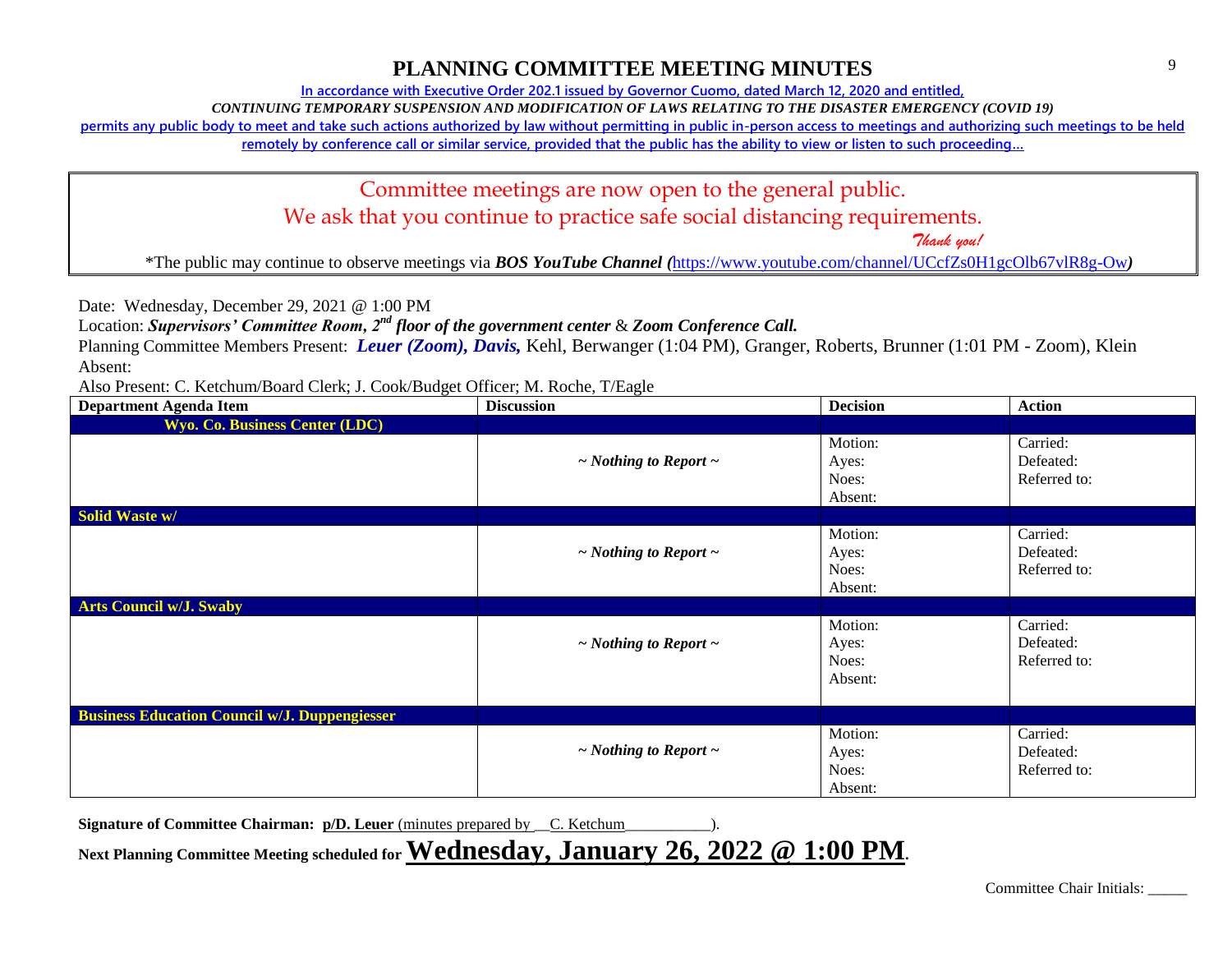# PLANNING COMMITTEE MEETING MINUTES

**In accordance with Executive Order 202.1 issued by Governor Cuomo, dated March 12, 2020 and entitled,**

***CONTINUING TEMPORARY SUSPENSION AND MODIFICATION OF LAWS RELATING TO THE DISASTER EMERGENCY (COVID 19)***

**permits any public body to meet and take such actions authorized by law without permitting in public in-person access to meetings and authorizing such meetings to be held remotely by conference call or similar service, provided that the public has the ability to view or listen to such proceeding…**

Committee meetings are now open to the general public.
We ask that you continue to practice safe social distancing requirements.

*Thank you!*

*The public may continue to observe meetings via ***BOS YouTube Channel (***https://www.youtube.com/channel/UCcfZs0H1gcOlb67vlR8g-Ow***)***

Date: Wednesday, December 29, 2021 @ 1:00 PM

Location: ***Supervisors' Committee Room, 2nd floor of the government center*** & ***Zoom Conference Call.***

Planning Committee Members Present: ***Leuer (Zoom), Davis,*** Kehl, Berwanger (1:04 PM), Granger, Roberts, Brunner (1:01 PM - Zoom), Klein

Absent:

Also Present: C. Ketchum/Board Clerk; J. Cook/Budget Officer; M. Roche, T/Eagle

| Department Agenda Item | Discussion | Decision | Action |
|---|---|---|---|
| **Wyo. Co. Business Center (LDC)** | | | |
| | ***~ Nothing to Report ~*** | Motion:<br>Ayes:<br>Noes:<br>Absent: | Carried:<br>Defeated:<br>Referred to: |
| **Solid Waste w/** | | | |
| | ***~ Nothing to Report ~*** | Motion:<br>Ayes:<br>Noes:<br>Absent: | Carried:<br>Defeated:<br>Referred to: |
| **Arts Council w/J. Swaby** | | | |
| | ***~ Nothing to Report ~*** | Motion:<br>Ayes:<br>Noes:<br>Absent: | Carried:<br>Defeated:<br>Referred to: |
| **Business Education Council w/J. Duppengiesser** | | | |
| | ***~ Nothing to Report ~*** | Motion:<br>Ayes:<br>Noes:<br>Absent: | Carried:<br>Defeated:<br>Referred to: |

**Signature of Committee Chairman: p/D. Leuer** (minutes prepared by __C. Ketchum___________).

**Next Planning Committee Meeting scheduled for Wednesday, January 26, 2022 @ 1:00 PM.**

Committee Chair Initials: _____